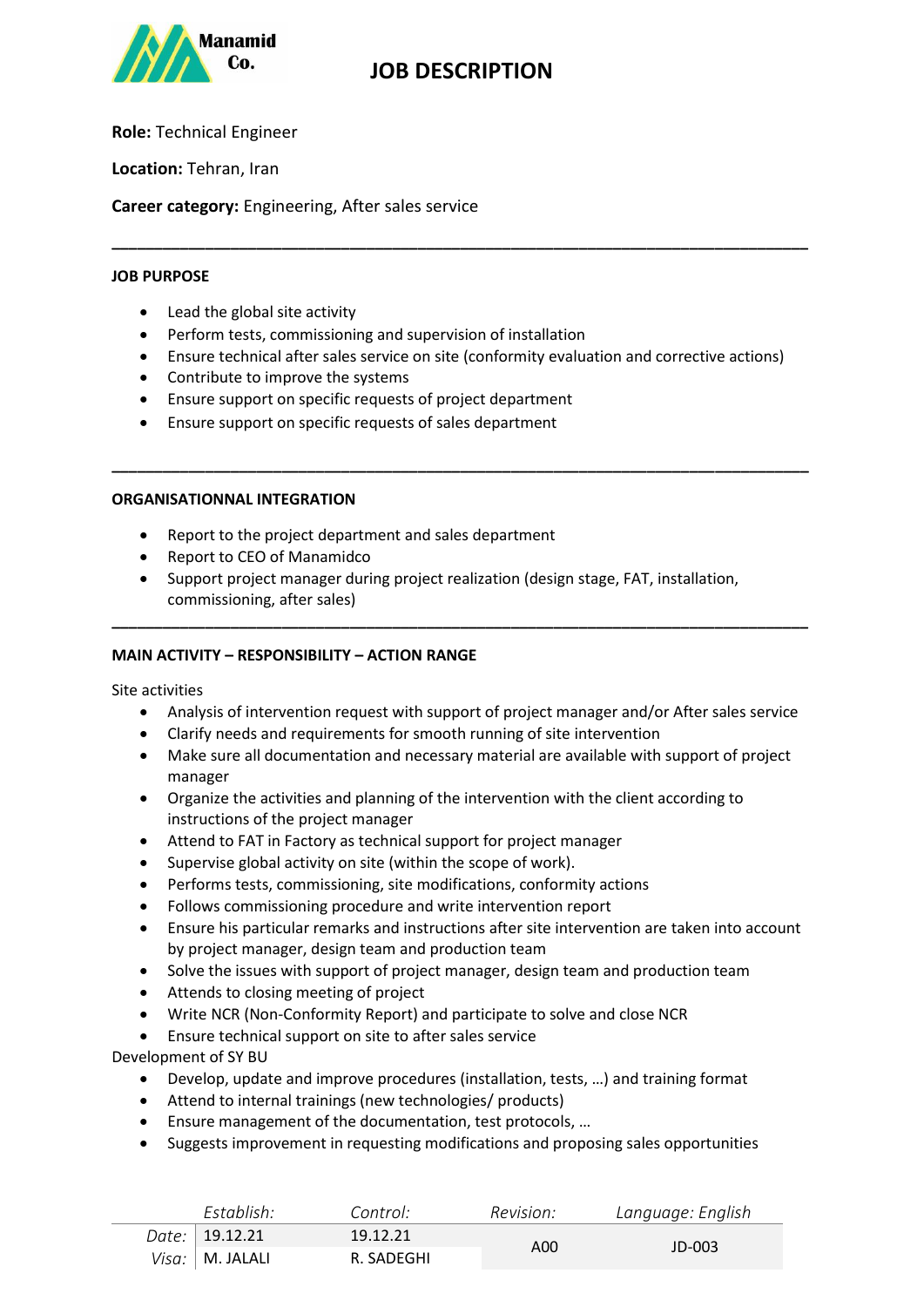Manamid Co.

# JOB DESCRIPTION

**Role:** Technical Engineer

**Location:** Tehran, Iran

**Career category:** Engineering, After sales service

---

## JOB PURPOSE

- Lead the global site activity
- Perform tests, commissioning and supervision of installation
- Ensure technical after sales service on site (conformity evaluation and corrective actions)
- Contribute to improve the systems
- Ensure support on specific requests of project department
- Ensure support on specific requests of sales department

---

## ORGANISATIONNAL INTEGRATION

- Report to the project department and sales department
- Report to CEO of Manamidco
- Support project manager during project realization (design stage, FAT, installation, commissioning, after sales)

---

## MAIN ACTIVITY – RESPONSIBILITY – ACTION RANGE

Site activities

- Analysis of intervention request with support of project manager and/or After sales service
- Clarify needs and requirements for smooth running of site intervention
- Make sure all documentation and necessary material are available with support of project manager
- Organize the activities and planning of the intervention with the client according to instructions of the project manager
- Attend to FAT in Factory as technical support for project manager
- Supervise global activity on site (within the scope of work).
- Performs tests, commissioning, site modifications, conformity actions
- Follows commissioning procedure and write intervention report
- Ensure his particular remarks and instructions after site intervention are taken into account by project manager, design team and production team
- Solve the issues with support of project manager, design team and production team
- Attends to closing meeting of project
- Write NCR (Non-Conformity Report) and participate to solve and close NCR
- Ensure technical support on site to after sales service

Development of SY BU

- Develop, update and improve procedures (installation, tests, …) and training format
- Attend to internal trainings (new technologies/ products)
- Ensure management of the documentation, test protocols, …
- Suggests improvement in requesting modifications and proposing sales opportunities

| | *Establish:* | *Control:* | *Revision:* | *Language: English* |
|---|---|---|---|---|
| *Date:* | 19.12.21 | 19.12.21 | A00 | JD-003 |
| *Visa:* | M. JALALI | R. SADEGHI | | |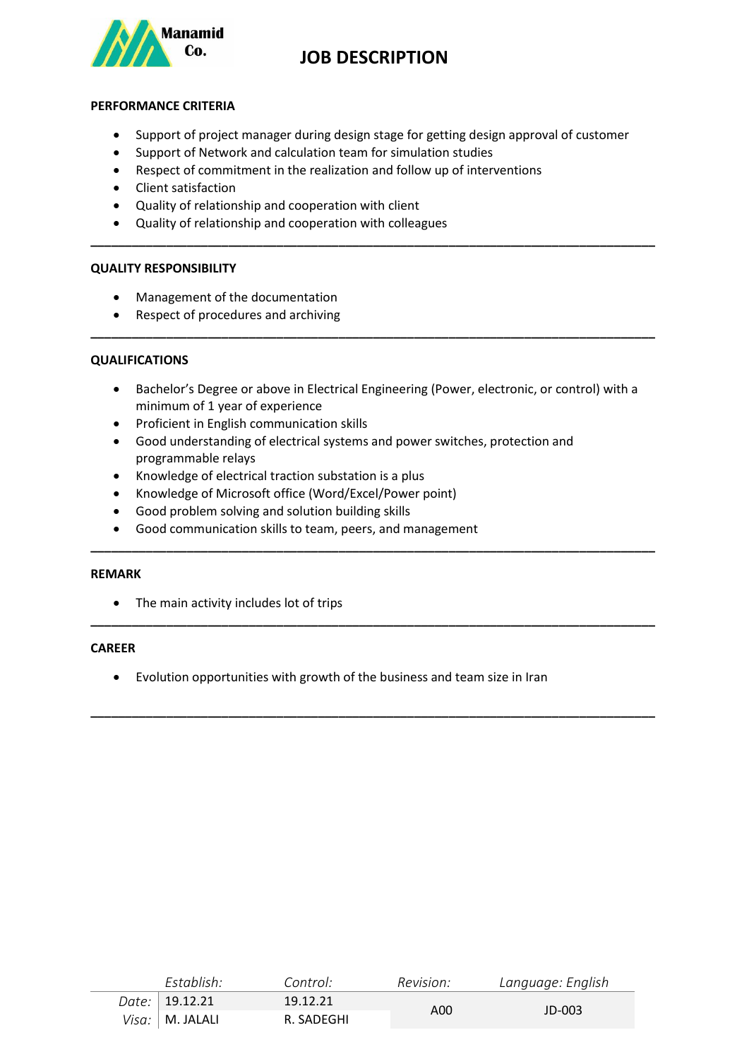**PERFORMANCE CRITERIA**

- Support of project manager during design stage for getting design approval of customer
- Support of Network and calculation team for simulation studies
- Respect of commitment in the realization and follow up of interventions
- Client satisfaction
- Quality of relationship and cooperation with client
- Quality of relationship and cooperation with colleagues

---

**QUALITY RESPONSIBILITY**

- Management of the documentation
- Respect of procedures and archiving

---

**QUALIFICATIONS**

- Bachelor's Degree or above in Electrical Engineering (Power, electronic, or control) with a minimum of 1 year of experience
- Proficient in English communication skills
- Good understanding of electrical systems and power switches, protection and programmable relays
- Knowledge of electrical traction substation is a plus
- Knowledge of Microsoft office (Word/Excel/Power point)
- Good problem solving and solution building skills
- Good communication skills to team, peers, and management

---

**REMARK**

- The main activity includes lot of trips

---

**CAREER**

- Evolution opportunities with growth of the business and team size in Iran

---